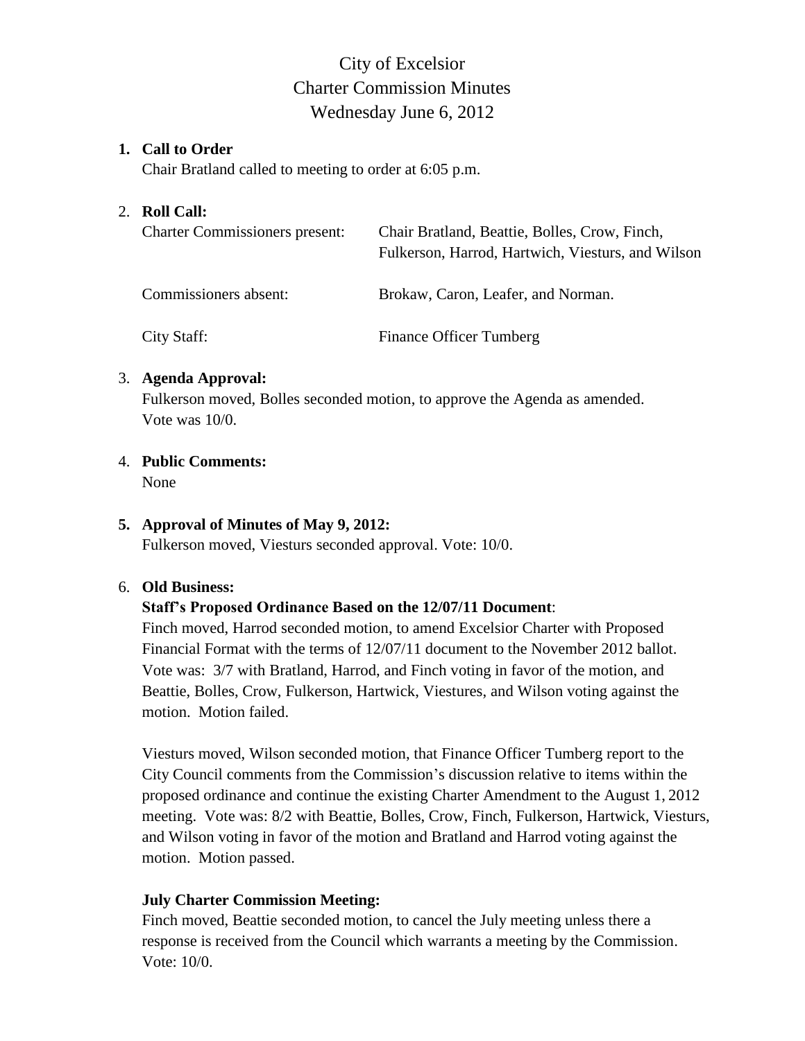# City of Excelsior
# Charter Commission Minutes
# Wednesday June 6, 2012

1. **Call to Order**

   Chair Bratland called to meeting to order at 6:05 p.m.

2. **Roll Call:**

| | |
|---|---|
| Charter Commissioners present: | Chair Bratland, Beattie, Bolles, Crow, Finch, Fulkerson, Harrod, Hartwich, Viesturs, and Wilson |
| Commissioners absent: | Brokaw, Caron, Leafer, and Norman. |
| City Staff: | Finance Officer Tumberg |

3. **Agenda Approval:**

   Fulkerson moved, Bolles seconded motion, to approve the Agenda as amended. Vote was 10/0.

4. **Public Comments:**

   None

5. **Approval of Minutes of May 9, 2012:**

   Fulkerson moved, Viesturs seconded approval. Vote: 10/0.

6. **Old Business:**

   **Staff's Proposed Ordinance Based on the 12/07/11 Document**:

   Finch moved, Harrod seconded motion, to amend Excelsior Charter with Proposed Financial Format with the terms of 12/07/11 document to the November 2012 ballot. Vote was: 3/7 with Bratland, Harrod, and Finch voting in favor of the motion, and Beattie, Bolles, Crow, Fulkerson, Hartwick, Viestures, and Wilson voting against the motion. Motion failed.

   Viesturs moved, Wilson seconded motion, that Finance Officer Tumberg report to the City Council comments from the Commission's discussion relative to items within the proposed ordinance and continue the existing Charter Amendment to the August 1, 2012 meeting. Vote was: 8/2 with Beattie, Bolles, Crow, Finch, Fulkerson, Hartwick, Viesturs, and Wilson voting in favor of the motion and Bratland and Harrod voting against the motion. Motion passed.

   **July Charter Commission Meeting:**

   Finch moved, Beattie seconded motion, to cancel the July meeting unless there a response is received from the Council which warrants a meeting by the Commission. Vote: 10/0.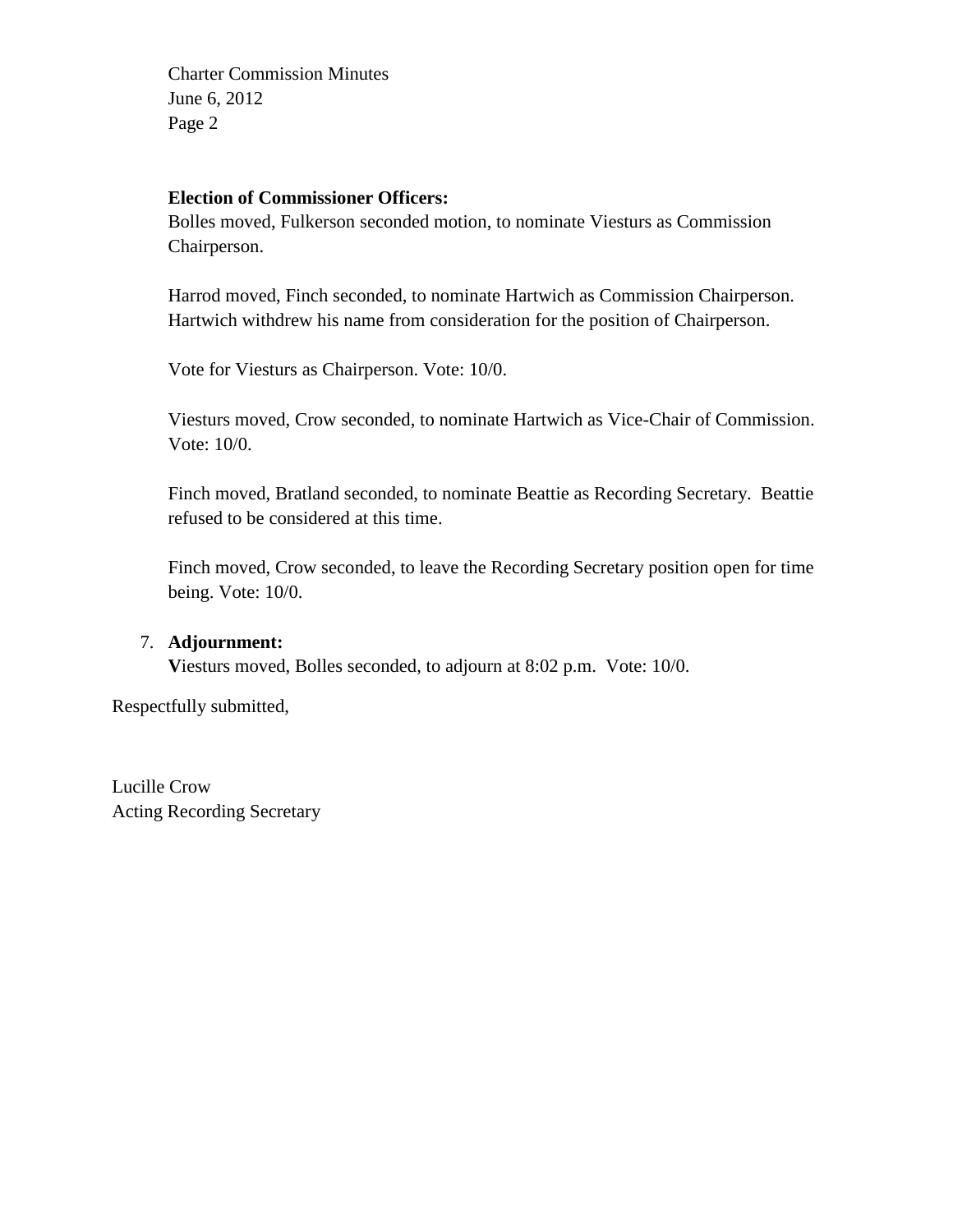**Election of Commissioner Officers:**

Bolles moved, Fulkerson seconded motion, to nominate Viesturs as Commission Chairperson.

Harrod moved, Finch seconded, to nominate Hartwich as Commission Chairperson. Hartwich withdrew his name from consideration for the position of Chairperson.

Vote for Viesturs as Chairperson. Vote: 10/0.

Viesturs moved, Crow seconded, to nominate Hartwich as Vice-Chair of Commission. Vote: 10/0.

Finch moved, Bratland seconded, to nominate Beattie as Recording Secretary. Beattie refused to be considered at this time.

Finch moved, Crow seconded, to leave the Recording Secretary position open for time being. Vote: 10/0.

7. **Adjournment:**
   **V**iesturs moved, Bolles seconded, to adjourn at 8:02 p.m. Vote: 10/0.

Respectfully submitted,

Lucille Crow
Acting Recording Secretary